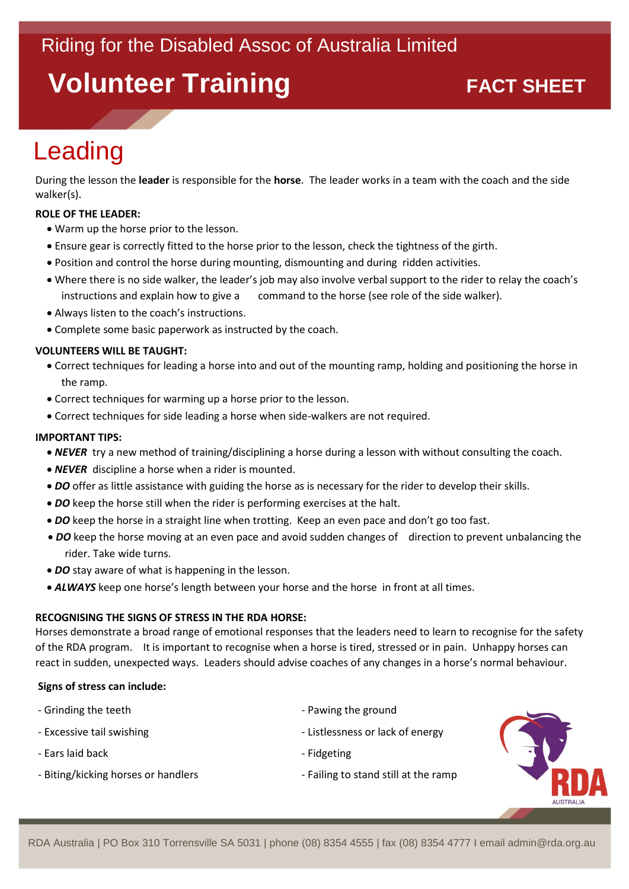Riding for the Disabled Assoc of Australia Limited

# Volunteer Training

FACT SHEET

## Leading

During the lesson the **leader** is responsible for the **horse**. The leader works in a team with the coach and the side walker(s).

**ROLE OF THE LEADER:**

- Warm up the horse prior to the lesson.
- Ensure gear is correctly fitted to the horse prior to the lesson, check the tightness of the girth.
- Position and control the horse during mounting, dismounting and during ridden activities.
- Where there is no side walker, the leader's job may also involve verbal support to the rider to relay the coach's instructions and explain how to give a command to the horse (see role of the side walker).
- Always listen to the coach's instructions.
- Complete some basic paperwork as instructed by the coach.

**VOLUNTEERS WILL BE TAUGHT:**

- Correct techniques for leading a horse into and out of the mounting ramp, holding and positioning the horse in the ramp.
- Correct techniques for warming up a horse prior to the lesson.
- Correct techniques for side leading a horse when side-walkers are not required.

**IMPORTANT TIPS:**

- ***NEVER*** try a new method of training/disciplining a horse during a lesson with without consulting the coach.
- ***NEVER*** discipline a horse when a rider is mounted.
- ***DO*** offer as little assistance with guiding the horse as is necessary for the rider to develop their skills.
- ***DO*** keep the horse still when the rider is performing exercises at the halt.
- ***DO*** keep the horse in a straight line when trotting. Keep an even pace and don't go too fast.
- ***DO*** keep the horse moving at an even pace and avoid sudden changes of direction to prevent unbalancing the rider. Take wide turns.
- ***DO*** stay aware of what is happening in the lesson.
- ***ALWAYS*** keep one horse's length between your horse and the horse in front at all times.

**RECOGNISING THE SIGNS OF STRESS IN THE RDA HORSE:**

Horses demonstrate a broad range of emotional responses that the leaders need to learn to recognise for the safety of the RDA program. It is important to recognise when a horse is tired, stressed or in pain. Unhappy horses can react in sudden, unexpected ways. Leaders should advise coaches of any changes in a horse's normal behaviour.

**Signs of stress can include:**

- Grinding the teeth
- Excessive tail swishing
- Ears laid back
- Biting/kicking horses or handlers
- Pawing the ground
- Listlessness or lack of energy
- Fidgeting
- Failing to stand still at the ramp

RDA Australia | PO Box 310 Torrensville SA 5031 | phone (08) 8354 4555 | fax (08) 8354 4777 I email admin@rda.org.au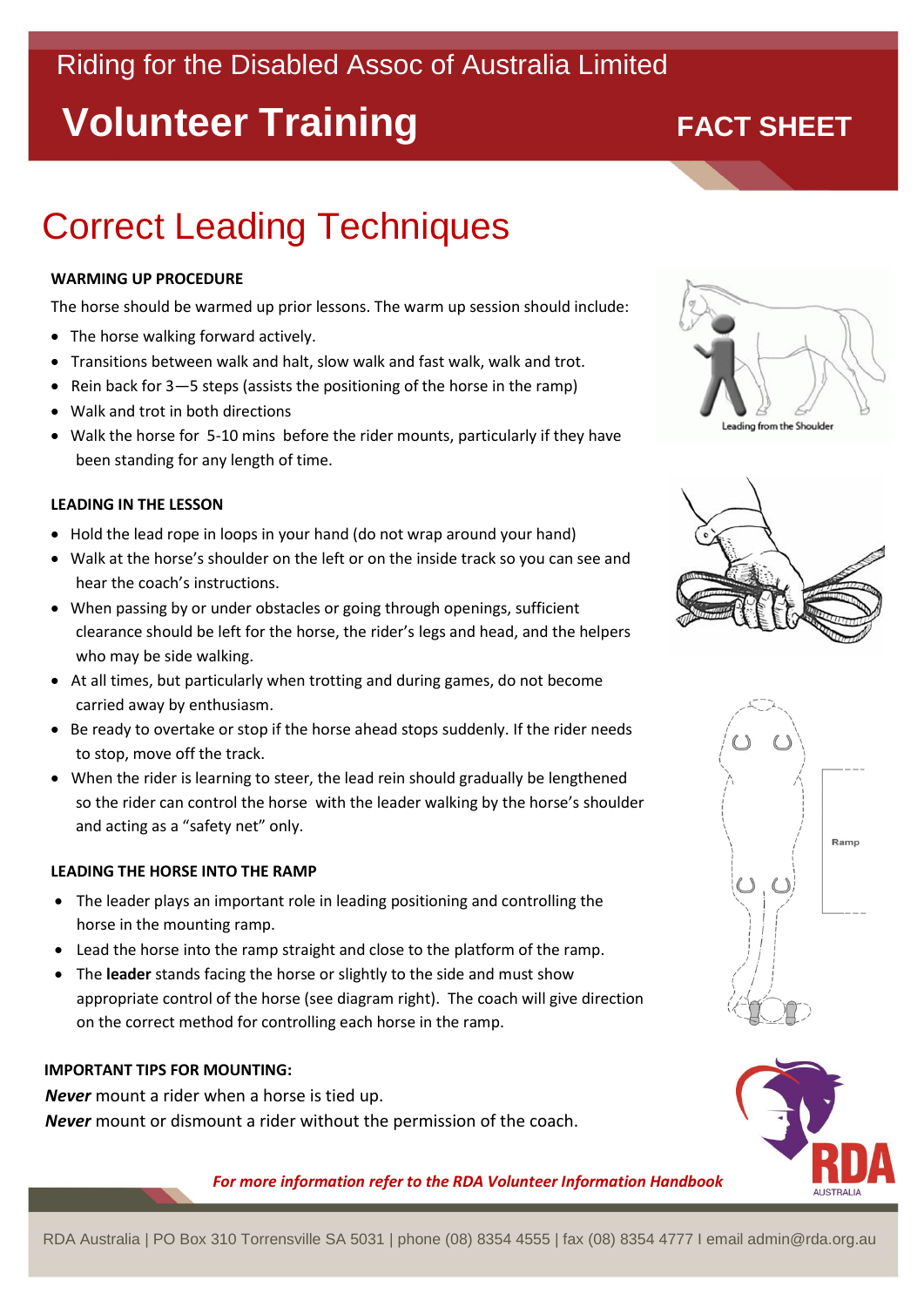Riding for the Disabled Assoc of Australia Limited

# Volunteer Training

**FACT SHEET**

## Correct Leading Techniques

### WARMING UP PROCEDURE

The horse should be warmed up prior lessons. The warm up session should include:

- The horse walking forward actively.
- Transitions between walk and halt, slow walk and fast walk, walk and trot.
- Rein back for 3—5 steps (assists the positioning of the horse in the ramp)
- Walk and trot in both directions
- Walk the horse for 5-10 mins before the rider mounts, particularly if they have been standing for any length of time.

Leading from the Shoulder

### LEADING IN THE LESSON

- Hold the lead rope in loops in your hand (do not wrap around your hand)
- Walk at the horse's shoulder on the left or on the inside track so you can see and hear the coach's instructions.
- When passing by or under obstacles or going through openings, sufficient clearance should be left for the horse, the rider's legs and head, and the helpers who may be side walking.
- At all times, but particularly when trotting and during games, do not become carried away by enthusiasm.
- Be ready to overtake or stop if the horse ahead stops suddenly. If the rider needs to stop, move off the track.
- When the rider is learning to steer, the lead rein should gradually be lengthened so the rider can control the horse with the leader walking by the horse's shoulder and acting as a "safety net" only.

### LEADING THE HORSE INTO THE RAMP

- The leader plays an important role in leading positioning and controlling the horse in the mounting ramp.
- Lead the horse into the ramp straight and close to the platform of the ramp.
- The **leader** stands facing the horse or slightly to the side and must show appropriate control of the horse (see diagram right). The coach will give direction on the correct method for controlling each horse in the ramp.

Ramp

### IMPORTANT TIPS FOR MOUNTING:

***Never*** mount a rider when a horse is tied up.
***Never*** mount or dismount a rider without the permission of the coach.

***For more information refer to the RDA Volunteer Information Handbook***

RDA Australia | PO Box 310 Torrensville SA 5031 | phone (08) 8354 4555 | fax (08) 8354 4777 I email admin@rda.org.au